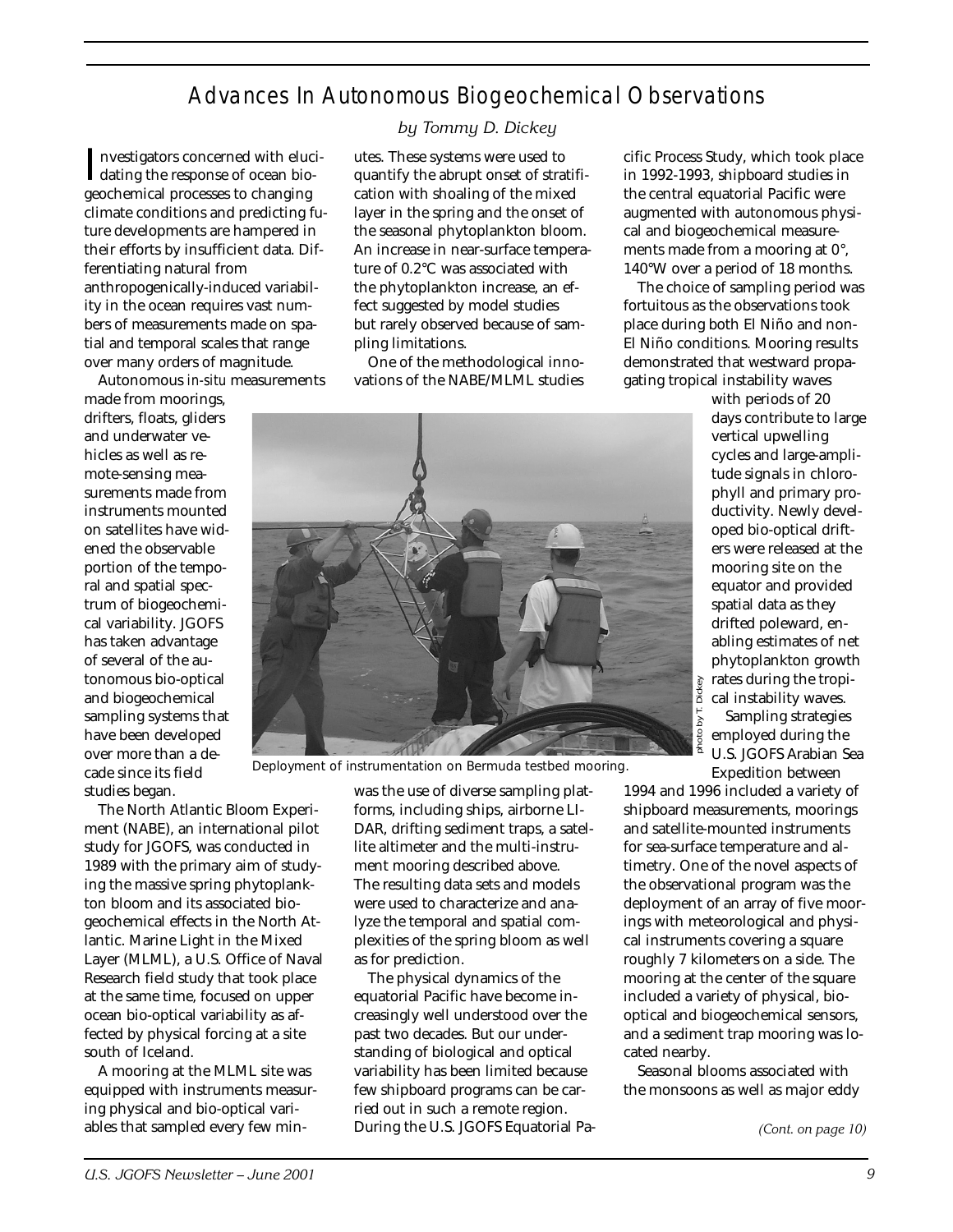# Advances In Autonomous Biogeochemical Observations

*by Tommy D. Dickey*

Investigators concerned with elucidating the response of ocean biogeochemical processes to changing climate conditions and predicting future developments are hampered in their efforts by insufficient data. Differentiating natural from anthropogenically-induced variability in the ocean requires vast numbers of measurements made on spatial and temporal scales that range over many orders of magnitude.

Autonomous *in-situ* measurements made from moorings, drifters, floats, gliders and underwater vehicles as well as remote-sensing measurements made from instruments mounted on satellites have widened the observable portion of the temporal and spatial spectrum of biogeochemical variability. JGOFS has taken advantage of several of the autonomous bio-optical and biogeochemical sampling systems that have been developed over more than a decade since its field studies began.

The North Atlantic Bloom Experiment (NABE), an international pilot study for JGOFS, was conducted in 1989 with the primary aim of studying the massive spring phytoplankton bloom and its associated biogeochemical effects in the North Atlantic. Marine Light in the Mixed Layer (MLML), a U.S. Office of Naval Research field study that took place at the same time, focused on upper ocean bio-optical variability as affected by physical forcing at a site south of Iceland.

A mooring at the MLML site was equipped with instruments measuring physical and bio-optical variables that sampled every few minutes. These systems were used to quantify the abrupt onset of stratification with shoaling of the mixed layer in the spring and the onset of the seasonal phytoplankton bloom. An increase in near-surface temperature of 0.2°C was associated with the phytoplankton increase, an effect suggested by model studies but rarely observed because of sampling limitations.

One of the methodological innovations of the NABE/MLML studies was the use of diverse sampling platforms, including ships, airborne LIDAR, drifting sediment traps, a satellite altimeter and the multi-instrument mooring described above. The resulting data sets and models were used to characterize and analyze the temporal and spatial complexities of the spring bloom as well as for prediction.

Deployment of instrumentation on Bermuda testbed mooring.

photo by T. Dickey

The physical dynamics of the equatorial Pacific have become increasingly well understood over the past two decades. But our understanding of biological and optical variability has been limited because few shipboard programs can be carried out in such a remote region. During the U.S. JGOFS Equatorial Pacific Process Study, which took place in 1992-1993, shipboard studies in the central equatorial Pacific were augmented with autonomous physical and biogeochemical measurements made from a mooring at 0°, 140°W over a period of 18 months.

The choice of sampling period was fortuitous as the observations took place during both El Niño and non-El Niño conditions. Mooring results demonstrated that westward propagating tropical instability waves with periods of 20 days contribute to large vertical upwelling cycles and large-amplitude signals in chlorophyll and primary productivity. Newly developed bio-optical drifters were released at the mooring site on the equator and provided spatial data as they drifted poleward, enabling estimates of net phytoplankton growth rates during the tropical instability waves.

Sampling strategies employed during the U.S. JGOFS Arabian Sea Expedition between 1994 and 1996 included a variety of shipboard measurements, moorings and satellite-mounted instruments for sea-surface temperature and altimetry. One of the novel aspects of the observational program was the deployment of an array of five moorings with meteorological and physical instruments covering a square roughly 7 kilometers on a side. The mooring at the center of the square included a variety of physical, bio-optical and biogeochemical sensors, and a sediment trap mooring was located nearby.

Seasonal blooms associated with the monsoons as well as major eddy

*(Cont. on page 10)*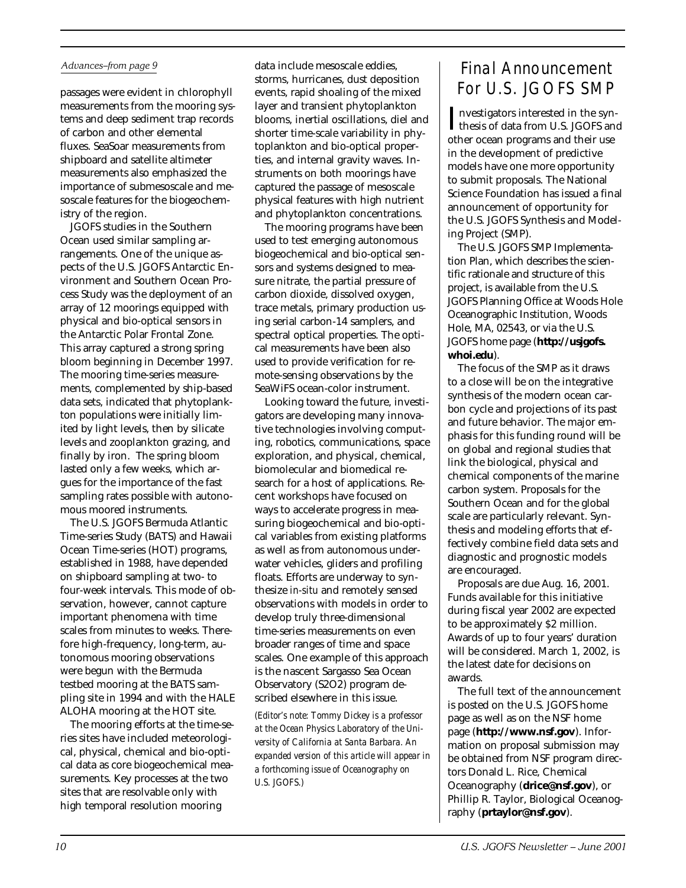*Advances–from page 9*

passages were evident in chlorophyll measurements from the mooring systems and deep sediment trap records of carbon and other elemental fluxes. SeaSoar measurements from shipboard and satellite altimeter measurements also emphasized the importance of submesoscale and mesoscale features for the biogeochemistry of the region.

JGOFS studies in the Southern Ocean used similar sampling arrangements. One of the unique aspects of the U.S. JGOFS Antarctic Environment and Southern Ocean Process Study was the deployment of an array of 12 moorings equipped with physical and bio-optical sensors in the Antarctic Polar Frontal Zone. This array captured a strong spring bloom beginning in December 1997. The mooring time-series measurements, complemented by ship-based data sets, indicated that phytoplankton populations were initially limited by light levels, then by silicate levels and zooplankton grazing, and finally by iron. The spring bloom lasted only a few weeks, which argues for the importance of the fast sampling rates possible with autonomous moored instruments.

The U.S. JGOFS Bermuda Atlantic Time-series Study (BATS) and Hawaii Ocean Time-series (HOT) programs, established in 1988, have depended on shipboard sampling at two- to four-week intervals. This mode of observation, however, cannot capture important phenomena with time scales from minutes to weeks. Therefore high-frequency, long-term, autonomous mooring observations were begun with the Bermuda testbed mooring at the BATS sampling site in 1994 and with the HALE ALOHA mooring at the HOT site.

The mooring efforts at the time-series sites have included meteorological, physical, chemical and bio-optical data as core biogeochemical measurements. Key processes at the two sites that are resolvable only with high temporal resolution mooring data include mesoscale eddies, storms, hurricanes, dust deposition events, rapid shoaling of the mixed layer and transient phytoplankton blooms, inertial oscillations, diel and shorter time-scale variability in phytoplankton and bio-optical properties, and internal gravity waves. Instruments on both moorings have captured the passage of mesoscale physical features with high nutrient and phytoplankton concentrations.

The mooring programs have been used to test emerging autonomous biogeochemical and bio-optical sensors and systems designed to measure nitrate, the partial pressure of carbon dioxide, dissolved oxygen, trace metals, primary production using serial carbon-14 samplers, and spectral optical properties. The optical measurements have been also used to provide verification for remote-sensing observations by the SeaWiFS ocean-color instrument.

Looking toward the future, investigators are developing many innovative technologies involving computing, robotics, communications, space exploration, and physical, chemical, biomolecular and biomedical research for a host of applications. Recent workshops have focused on ways to accelerate progress in measuring biogeochemical and bio-optical variables from existing platforms as well as from autonomous underwater vehicles, gliders and profiling floats. Efforts are underway to synthesize *in-situ* and remotely sensed observations with models in order to develop truly three-dimensional time-series measurements on even broader ranges of time and space scales. One example of this approach is the nascent Sargasso Sea Ocean Observatory (S2O2) program described elsewhere in this issue.

*(Editor's note: Tommy Dickey is a professor at the Ocean Physics Laboratory of the University of California at Santa Barbara. An expanded version of this article will appear in a forthcoming issue of Oceanography on U.S. JGOFS.)*

# Final Announcement For U.S. JGOFS SMP

Investigators interested in the synthesis of data from U.S. JGOFS and other ocean programs and their use in the development of predictive models have one more opportunity to submit proposals. The National Science Foundation has issued a final announcement of opportunity for the U.S. JGOFS Synthesis and Modeling Project (SMP).

The U.S. JGOFS SMP Implementation Plan, which describes the scientific rationale and structure of this project, is available from the U.S. JGOFS Planning Office at Woods Hole Oceanographic Institution, Woods Hole, MA, 02543, or via the U.S. JGOFS home page (**http://usjgofs.whoi.edu**).

The focus of the SMP as it draws to a close will be on the integrative synthesis of the modern ocean carbon cycle and projections of its past and future behavior. The major emphasis for this funding round will be on global and regional studies that link the biological, physical and chemical components of the marine carbon system. Proposals for the Southern Ocean and for the global scale are particularly relevant. Synthesis and modeling efforts that effectively combine field data sets and diagnostic and prognostic models are encouraged.

Proposals are due Aug. 16, 2001. Funds available for this initiative during fiscal year 2002 are expected to be approximately $2 million. Awards of up to four years' duration will be considered. March 1, 2002, is the latest date for decisions on awards.

The full text of the announcement is posted on the U.S. JGOFS home page as well as on the NSF home page (**http://www.nsf.gov**). Information on proposal submission may be obtained from NSF program directors Donald L. Rice, Chemical Oceanography (**drice@nsf.gov**), or Phillip R. Taylor, Biological Oceanography (**prtaylor@nsf.gov**).